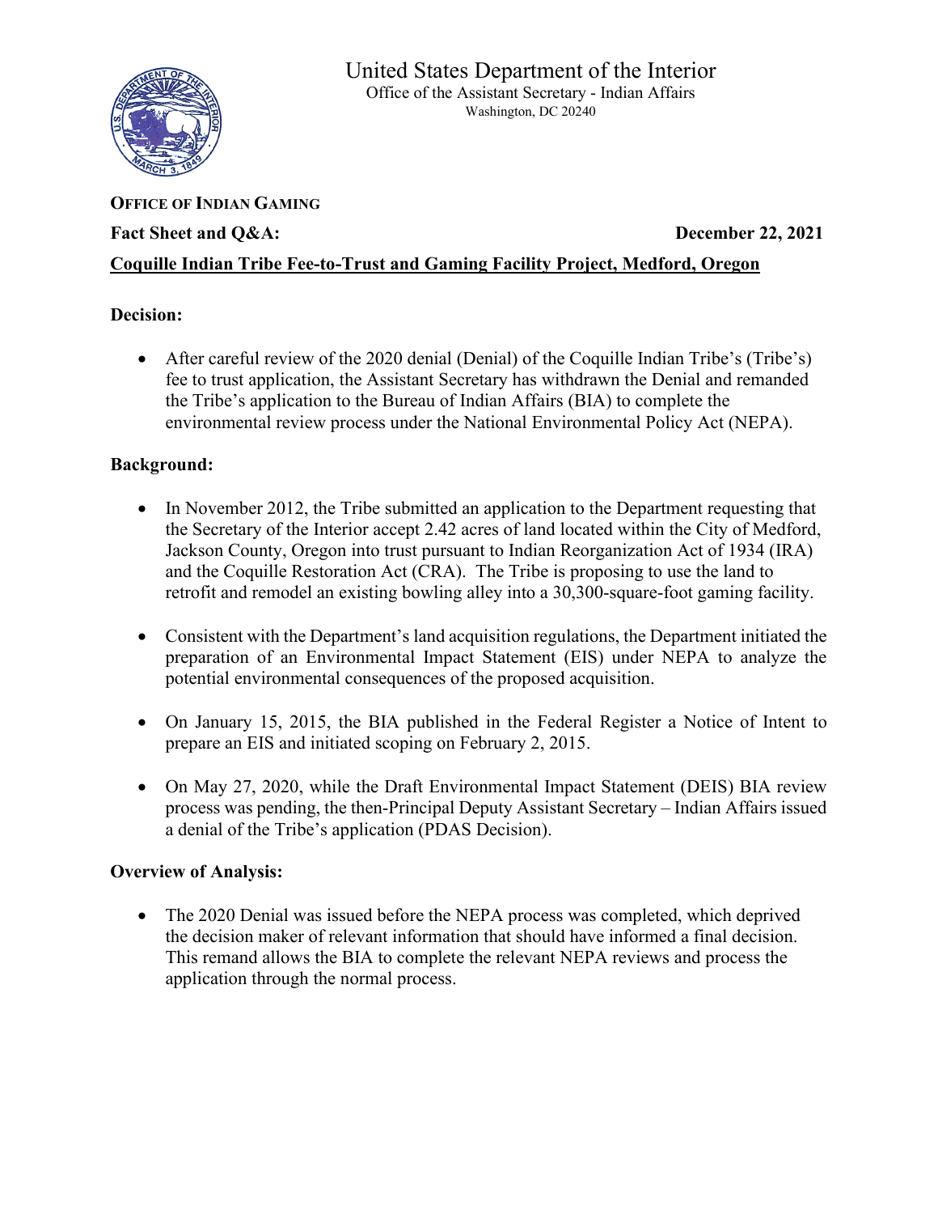# United States Department of the Interior

Office of the Assistant Secretary - Indian Affairs
Washington, DC 20240

**OFFICE OF INDIAN GAMING**

**Fact Sheet and Q&A:** **December 22, 2021**

**Coquille Indian Tribe Fee-to-Trust and Gaming Facility Project, Medford, Oregon**

## Decision:

- After careful review of the 2020 denial (Denial) of the Coquille Indian Tribe's (Tribe's) fee to trust application, the Assistant Secretary has withdrawn the Denial and remanded the Tribe's application to the Bureau of Indian Affairs (BIA) to complete the environmental review process under the National Environmental Policy Act (NEPA).

## Background:

- In November 2012, the Tribe submitted an application to the Department requesting that the Secretary of the Interior accept 2.42 acres of land located within the City of Medford, Jackson County, Oregon into trust pursuant to Indian Reorganization Act of 1934 (IRA) and the Coquille Restoration Act (CRA). The Tribe is proposing to use the land to retrofit and remodel an existing bowling alley into a 30,300-square-foot gaming facility.
- Consistent with the Department's land acquisition regulations, the Department initiated the preparation of an Environmental Impact Statement (EIS) under NEPA to analyze the potential environmental consequences of the proposed acquisition.
- On January 15, 2015, the BIA published in the Federal Register a Notice of Intent to prepare an EIS and initiated scoping on February 2, 2015.
- On May 27, 2020, while the Draft Environmental Impact Statement (DEIS) BIA review process was pending, the then-Principal Deputy Assistant Secretary – Indian Affairs issued a denial of the Tribe's application (PDAS Decision).

## Overview of Analysis:

- The 2020 Denial was issued before the NEPA process was completed, which deprived the decision maker of relevant information that should have informed a final decision. This remand allows the BIA to complete the relevant NEPA reviews and process the application through the normal process.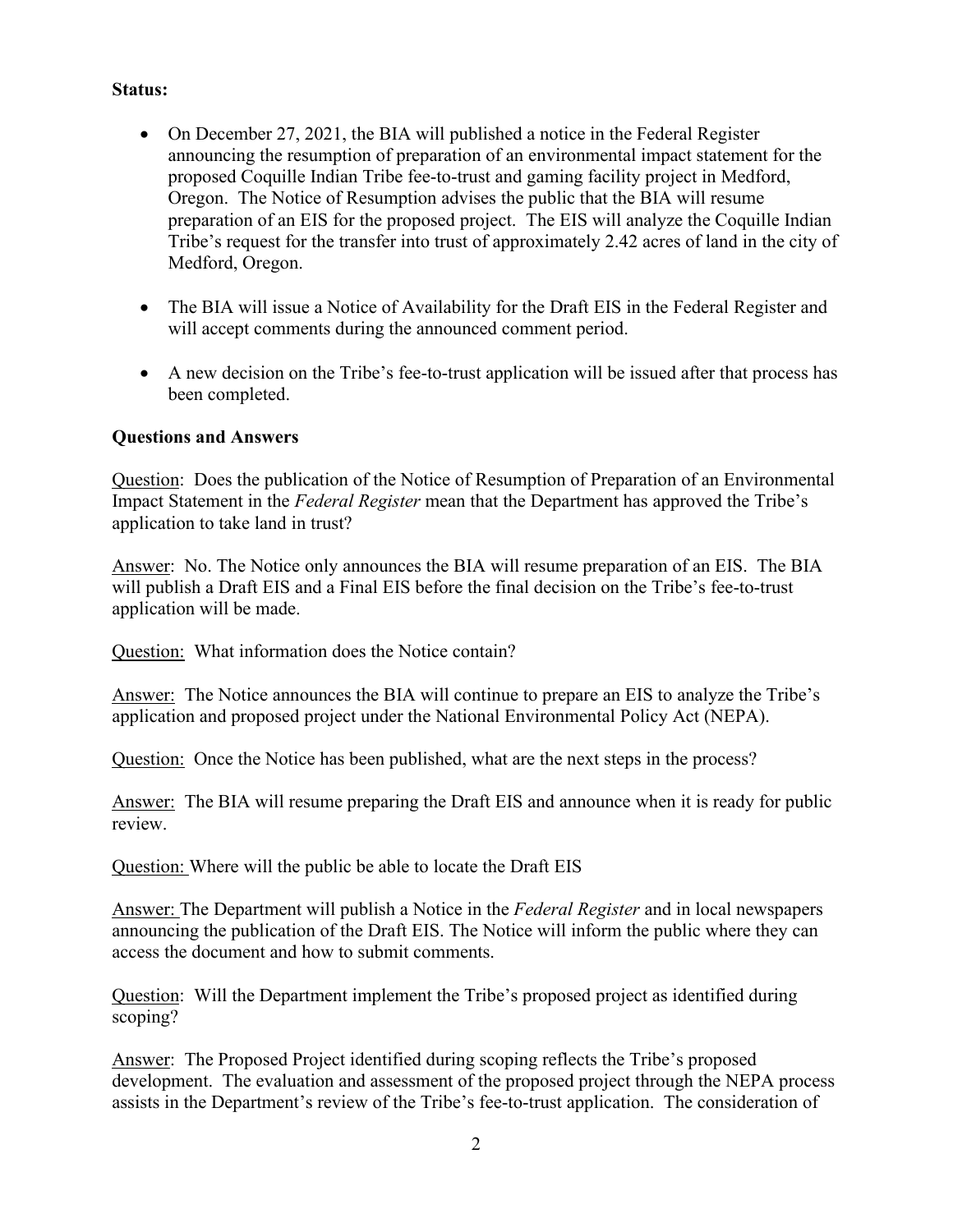**Status:**

- On December 27, 2021, the BIA will published a notice in the Federal Register announcing the resumption of preparation of an environmental impact statement for the proposed Coquille Indian Tribe fee-to-trust and gaming facility project in Medford, Oregon. The Notice of Resumption advises the public that the BIA will resume preparation of an EIS for the proposed project. The EIS will analyze the Coquille Indian Tribe's request for the transfer into trust of approximately 2.42 acres of land in the city of Medford, Oregon.

- The BIA will issue a Notice of Availability for the Draft EIS in the Federal Register and will accept comments during the announced comment period.

- A new decision on the Tribe's fee-to-trust application will be issued after that process has been completed.

**Questions and Answers**

Question: Does the publication of the Notice of Resumption of Preparation of an Environmental Impact Statement in the *Federal Register* mean that the Department has approved the Tribe's application to take land in trust?

Answer: No. The Notice only announces the BIA will resume preparation of an EIS. The BIA will publish a Draft EIS and a Final EIS before the final decision on the Tribe's fee-to-trust application will be made.

Question: What information does the Notice contain?

Answer: The Notice announces the BIA will continue to prepare an EIS to analyze the Tribe's application and proposed project under the National Environmental Policy Act (NEPA).

Question: Once the Notice has been published, what are the next steps in the process?

Answer: The BIA will resume preparing the Draft EIS and announce when it is ready for public review.

Question: Where will the public be able to locate the Draft EIS

Answer: The Department will publish a Notice in the *Federal Register* and in local newspapers announcing the publication of the Draft EIS. The Notice will inform the public where they can access the document and how to submit comments.

Question: Will the Department implement the Tribe's proposed project as identified during scoping?

Answer: The Proposed Project identified during scoping reflects the Tribe's proposed development. The evaluation and assessment of the proposed project through the NEPA process assists in the Department's review of the Tribe's fee-to-trust application. The consideration of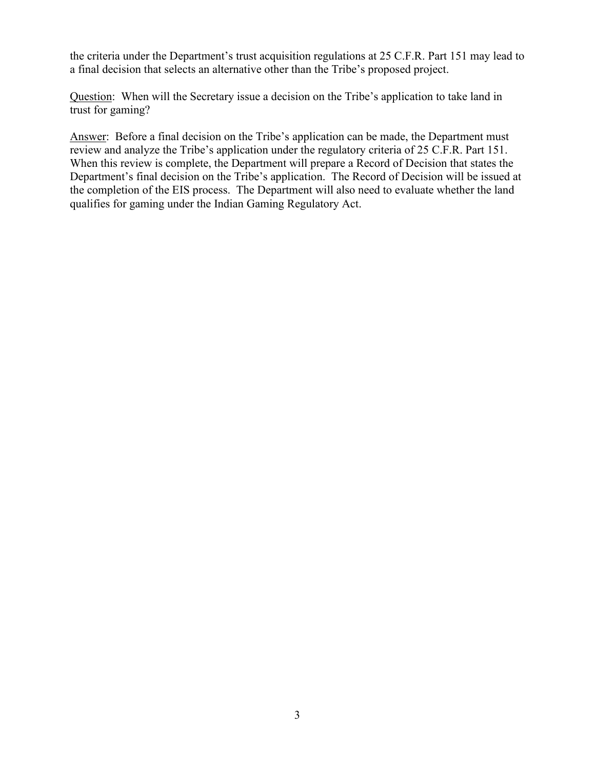the criteria under the Department's trust acquisition regulations at 25 C.F.R. Part 151 may lead to a final decision that selects an alternative other than the Tribe's proposed project.

<u>Question</u>: When will the Secretary issue a decision on the Tribe's application to take land in trust for gaming?

<u>Answer</u>: Before a final decision on the Tribe's application can be made, the Department must review and analyze the Tribe's application under the regulatory criteria of 25 C.F.R. Part 151. When this review is complete, the Department will prepare a Record of Decision that states the Department's final decision on the Tribe's application. The Record of Decision will be issued at the completion of the EIS process. The Department will also need to evaluate whether the land qualifies for gaming under the Indian Gaming Regulatory Act.